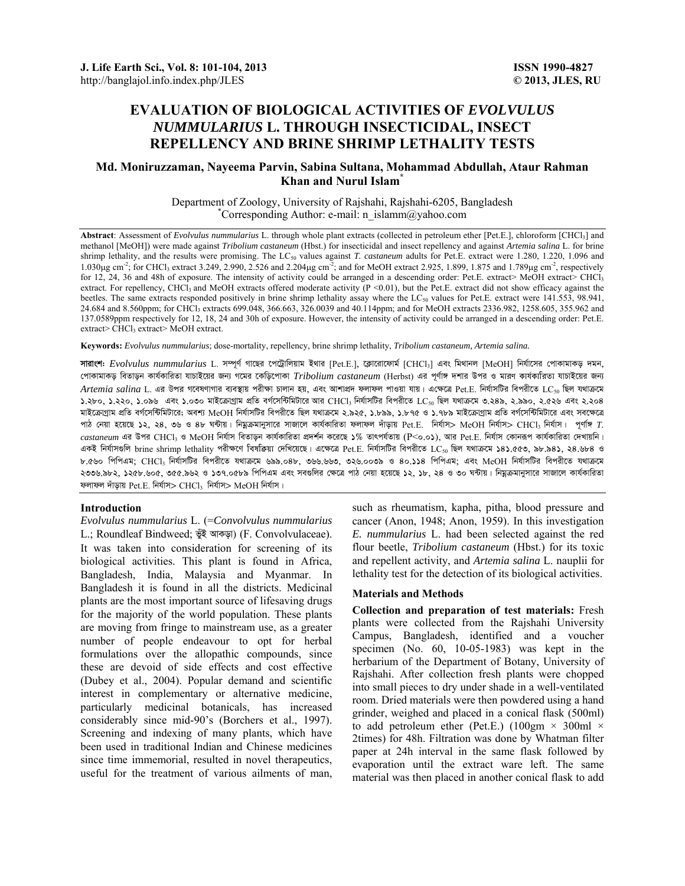# EVALUATION OF BIOLOGICAL ACTIVITIES OF *EVOLVULUS NUMMULARIUS* L. THROUGH INSECTICIDAL, INSECT REPELLENCY AND BRINE SHRIMP LETHALITY TESTS

**Md. Moniruzzaman, Nayeema Parvin, Sabina Sultana, Mohammad Abdullah, Ataur Rahman Khan and Nurul Islam[*]**

Department of Zoology, University of Rajshahi, Rajshahi-6205, Bangladesh
[*]Corresponding Author: e-mail: n_islamm@yahoo.com

**Abstract**: Assessment of *Evolvulus nummularius* L. through whole plant extracts (collected in petroleum ether [Pet.E.], chloroform [$CHCl_3$] and methanol [MeOH]) were made against *Tribolium castaneum* (Hbst.) for insecticidal and insect repellency and against *Artemia salina* L. for brine shrimp lethality, and the results were promising. The $LC_{50}$ values against *T. castaneum* adults for Pet.E. extract were 1.280, 1.220, 1.096 and 1.030μg $cm^{-2}$; for $CHCl_3$ extract 3.249, 2.990, 2.526 and 2.204μg $cm^{-2}$; and for MeOH extract 2.925, 1.899, 1.875 and 1.789μg $cm^{-2}$, respectively for 12, 24, 36 and 48h of exposure. The intensity of activity could be arranged in a descending order: Pet.E. extract> MeOH extract> $CHCl_3$ extract. For repellency, $CHCl_3$ and MeOH extracts offered moderate activity ($P < 0.01$), but the Pet.E. extract did not show efficacy against the beetles. The same extracts responded positively in brine shrimp lethality assay where the $LC_{50}$ values for Pet.E. extract were 141.553, 98.941, 24.684 and 8.560ppm; for $CHCl_3$ extracts 699.048, 366.663, 326.0039 and 40.114ppm; and for MeOH extracts 2336.982, 1258.605, 355.962 and 137.0589ppm respectively for 12, 18, 24 and 30h of exposure. However, the intensity of activity could be arranged in a descending order: Pet.E. extract> $CHCl_3$ extract> MeOH extract.

**Keywords:** *Evolvulus nummularius*; dose-mortality, repellency, brine shrimp lethality, *Tribolium castaneum, Artemia salina.*

**সারাংশ:** *Evolvulus nummularius* L. সম্পূর্ণ গাছের পেট্রোলিয়াম ইথার [Pet.E.], ক্লোরোফোর্ম [$CHCl_3$] এবং মিথানল [MeOH] নির্যাসের পোকামাকড় দমন, পোকামাকড় বিতাড়ন কার্যকারিতা যাচাইয়ের জন্য গমের কেড়িপোকা *Tribolium castaneum* (Herbst) এর পূর্ণাঙ্গ দশার উপর ও মারণ কার্যকারিতা যাচাইয়ের জন্য *Artemia salina* L. এর উপর গবেষণাগার ব্যবস্থায় পরীক্ষা চালান হয়, এবং আশাপ্রদ ফলাফল পাওয়া যায়। এক্ষেত্রে Pet.E. নির্যাসটির বিপরীতে $LC_{50}$ ছিল যথাক্রমে ১.২৮০, ১.২২০, ১.০৯৬ এবং ১.০৩০ মাইক্রোগ্রাম প্রতি বর্গসেন্টিমিটারে আর $CHCl_3$ নির্যাসটির বিপরীতে $LC_{50}$ ছিল যথাক্রমে ৩.২৪৯, ২.৯৯০, ২.৫২৬ এবং ২.২০৪ মাইক্রোগ্রাম প্রতি বর্গসেন্টিমিটারে; অবশ্য MeOH নির্যাসটির বিপরীতে ছিল যথাক্রমে ২.৯২৫, ১.৮৯৯, ১.৮৭৫ ও ১.৭৮৯ মাইক্রোগ্রাম প্রতি বর্গসেন্টিমিটারে এবং সবক্ষেত্রে পাঠ নেয়া হয়েছে ১২, ২৪, ৩৬ ও ৪৮ ঘন্টায়। নিম্নক্রমানুসারে সাজালে কার্যকারিতা ফলাফল দাঁড়ায় Pet.E. নির্যাস> MeOH নির্যাস> $CHCl_3$ নির্যাস। পূর্ণাঙ্গ *T. castaneum* এর উপর $CHCl_3$ ও MeOH নির্যাস বিতাড়ন কার্যকারিতা প্রদর্শন করেছে ১% তাৎপর্যতায় (P<০.০১), আর Pet.E. নির্যাস কোনরূপ কার্যকারিতা দেখায়নি। একই নির্যাসগুলি brine shrimp lethality পরীক্ষণে বিষক্রিয়া দেখিয়েছে। এক্ষেত্রে Pet.E. নির্যাসটির বিপরীতে $LC_{50}$ ছিল যথাক্রমে ১৪১.৫৫৩, ৯৮.৯৪১, ২৪.৬৮৪ ও ৮.৫৬০ পিপিএম; $CHCl_3$ নির্যাসটির বিপরীতে যথাক্রমে ৬৯৯.০৪৮, ৩৬৬.৬৬৩, ৩২৬.০০৩৯ ও ৪০.১১৪ পিপিএম; এবং MeOH নির্যাসটির বিপরীতে যথাক্রমে ২৩৩৬.৯৮২, ১২৫৮.৬০৫, ৩৫৫.৯৬২ ও ১৩৭.০৫৮৯ পিপিএম এবং সবগুলির ক্ষেত্রে পাঠ নেয়া হয়েছে ১২, ১৮, ২৪ ও ৩০ ঘন্টায়। নিম্নক্রমানুসারে সাজালে কার্যকারিতা ফলাফল দাঁড়ায় Pet.E. নির্যাস> $CHCl_3$ নির্যাস> MeOH নির্যাস।

## Introduction

*Evolvulus nummularius* L. (=*Convolvulus nummularius* L.; Roundleaf Bindweed; ভুঁই আকড়া) (F. Convolvulaceae). It was taken into consideration for screening of its biological activities. This plant is found in Africa, Bangladesh, India, Malaysia and Myanmar. In Bangladesh it is found in all the districts. Medicinal plants are the most important source of lifesaving drugs for the majority of the world population. These plants are moving from fringe to mainstream use, as a greater number of people endeavour to opt for herbal formulations over the allopathic compounds, since these are devoid of side effects and cost effective (Dubey et al., 2004). Popular demand and scientific interest in complementary or alternative medicine, particularly medicinal botanicals, has increased considerably since mid-90's (Borchers et al., 1997). Screening and indexing of many plants, which have been used in traditional Indian and Chinese medicines since time immemorial, resulted in novel therapeutics, useful for the treatment of various ailments of man, such as rheumatism, kapha, pitha, blood pressure and cancer (Anon, 1948; Anon, 1959). In this investigation *E. nummularius* L. had been selected against the red flour beetle, *Tribolium castaneum* (Hbst.) for its toxic and repellent activity, and *Artemia salina* L. nauplii for lethality test for the detection of its biological activities.

## Materials and Methods

**Collection and preparation of test materials:** Fresh plants were collected from the Rajshahi University Campus, Bangladesh, identified and a voucher specimen (No. 60, 10-05-1983) was kept in the herbarium of the Department of Botany, University of Rajshahi. After collection fresh plants were chopped into small pieces to dry under shade in a well-ventilated room. Dried materials were then powdered using a hand grinder, weighed and placed in a conical flask (500ml) to add petroleum ether (Pet.E.) (100gm × 300ml × 2times) for 48h. Filtration was done by Whatman filter paper at 24h interval in the same flask followed by evaporation until the extract ware left. The same material was then placed in another conical flask to add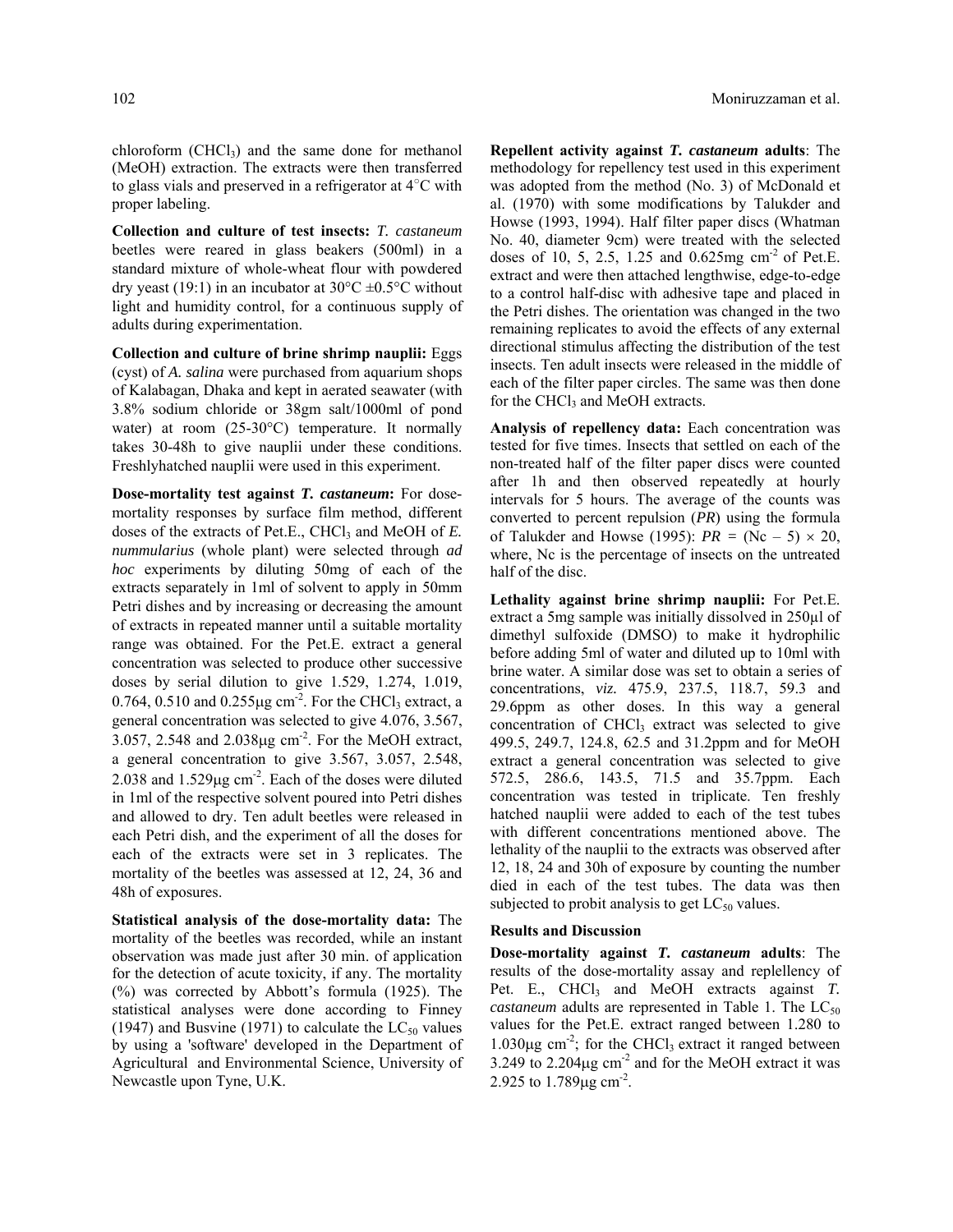chloroform ($CHCl_3$) and the same done for methanol (MeOH) extraction. The extracts were then transferred to glass vials and preserved in a refrigerator at 4°C with proper labeling.

**Collection and culture of test insects:** *T. castaneum* beetles were reared in glass beakers (500ml) in a standard mixture of whole-wheat flour with powdered dry yeast (19:1) in an incubator at 30°C ±0.5°C without light and humidity control, for a continuous supply of adults during experimentation.

**Collection and culture of brine shrimp nauplii:** Eggs (cyst) of *A. salina* were purchased from aquarium shops of Kalabagan, Dhaka and kept in aerated seawater (with 3.8% sodium chloride or 38gm salt/1000ml of pond water) at room (25-30°C) temperature. It normally takes 30-48h to give nauplii under these conditions. Freshlyhatched nauplii were used in this experiment.

**Dose-mortality test against *T. castaneum*:** For dose-mortality responses by surface film method, different doses of the extracts of Pet.E., $CHCl_3$ and MeOH of *E. nummularius* (whole plant) were selected through *ad hoc* experiments by diluting 50mg of each of the extracts separately in 1ml of solvent to apply in 50mm Petri dishes and by increasing or decreasing the amount of extracts in repeated manner until a suitable mortality range was obtained. For the Pet.E. extract a general concentration was selected to produce other successive doses by serial dilution to give 1.529, 1.274, 1.019, 0.764, 0.510 and 0.255μg $cm^{-2}$. For the $CHCl_3$ extract, a general concentration was selected to give 4.076, 3.567, 3.057, 2.548 and 2.038μg $cm^{-2}$. For the MeOH extract, a general concentration to give 3.567, 3.057, 2.548, 2.038 and 1.529μg $cm^{-2}$. Each of the doses were diluted in 1ml of the respective solvent poured into Petri dishes and allowed to dry. Ten adult beetles were released in each Petri dish, and the experiment of all the doses for each of the extracts were set in 3 replicates. The mortality of the beetles was assessed at 12, 24, 36 and 48h of exposures.

**Statistical analysis of the dose-mortality data:** The mortality of the beetles was recorded, while an instant observation was made just after 30 min. of application for the detection of acute toxicity, if any. The mortality (%) was corrected by Abbott's formula (1925). The statistical analyses were done according to Finney (1947) and Busvine (1971) to calculate the $LC_{50}$ values by using a 'software' developed in the Department of Agricultural and Environmental Science, University of Newcastle upon Tyne, U.K.

**Repellent activity against *T. castaneum* adults**: The methodology for repellency test used in this experiment was adopted from the method (No. 3) of McDonald et al. (1970) with some modifications by Talukder and Howse (1993, 1994). Half filter paper discs (Whatman No. 40, diameter 9cm) were treated with the selected doses of 10, 5, 2.5, 1.25 and 0.625mg $cm^{-2}$ of Pet.E. extract and were then attached lengthwise, edge-to-edge to a control half-disc with adhesive tape and placed in the Petri dishes. The orientation was changed in the two remaining replicates to avoid the effects of any external directional stimulus affecting the distribution of the test insects. Ten adult insects were released in the middle of each of the filter paper circles. The same was then done for the $CHCl_3$ and MeOH extracts.

**Analysis of repellency data:** Each concentration was tested for five times. Insects that settled on each of the non-treated half of the filter paper discs were counted after 1h and then observed repeatedly at hourly intervals for 5 hours. The average of the counts was converted to percent repulsion (*PR*) using the formula of Talukder and Howse (1995): $PR = (Nc - 5) \times 20$, where, Nc is the percentage of insects on the untreated half of the disc.

**Lethality against brine shrimp nauplii:** For Pet.E. extract a 5mg sample was initially dissolved in 250μl of dimethyl sulfoxide (DMSO) to make it hydrophilic before adding 5ml of water and diluted up to 10ml with brine water. A similar dose was set to obtain a series of concentrations, *viz.* 475.9, 237.5, 118.7, 59.3 and 29.6ppm as other doses. In this way a general concentration of $CHCl_3$ extract was selected to give 499.5, 249.7, 124.8, 62.5 and 31.2ppm and for MeOH extract a general concentration was selected to give 572.5, 286.6, 143.5, 71.5 and 35.7ppm. Each concentration was tested in triplicate. Ten freshly hatched nauplii were added to each of the test tubes with different concentrations mentioned above. The lethality of the nauplii to the extracts was observed after 12, 18, 24 and 30h of exposure by counting the number died in each of the test tubes. The data was then subjected to probit analysis to get $LC_{50}$ values.

## Results and Discussion

**Dose-mortality against *T. castaneum* adults**: The results of the dose-mortality assay and replellency of Pet. E., $CHCl_3$ and MeOH extracts against *T. castaneum* adults are represented in Table 1. The $LC_{50}$ values for the Pet.E. extract ranged between 1.280 to 1.030μg $cm^{-2}$; for the $CHCl_3$ extract it ranged between 3.249 to 2.204μg $cm^{-2}$ and for the MeOH extract it was 2.925 to 1.789μg $cm^{-2}$.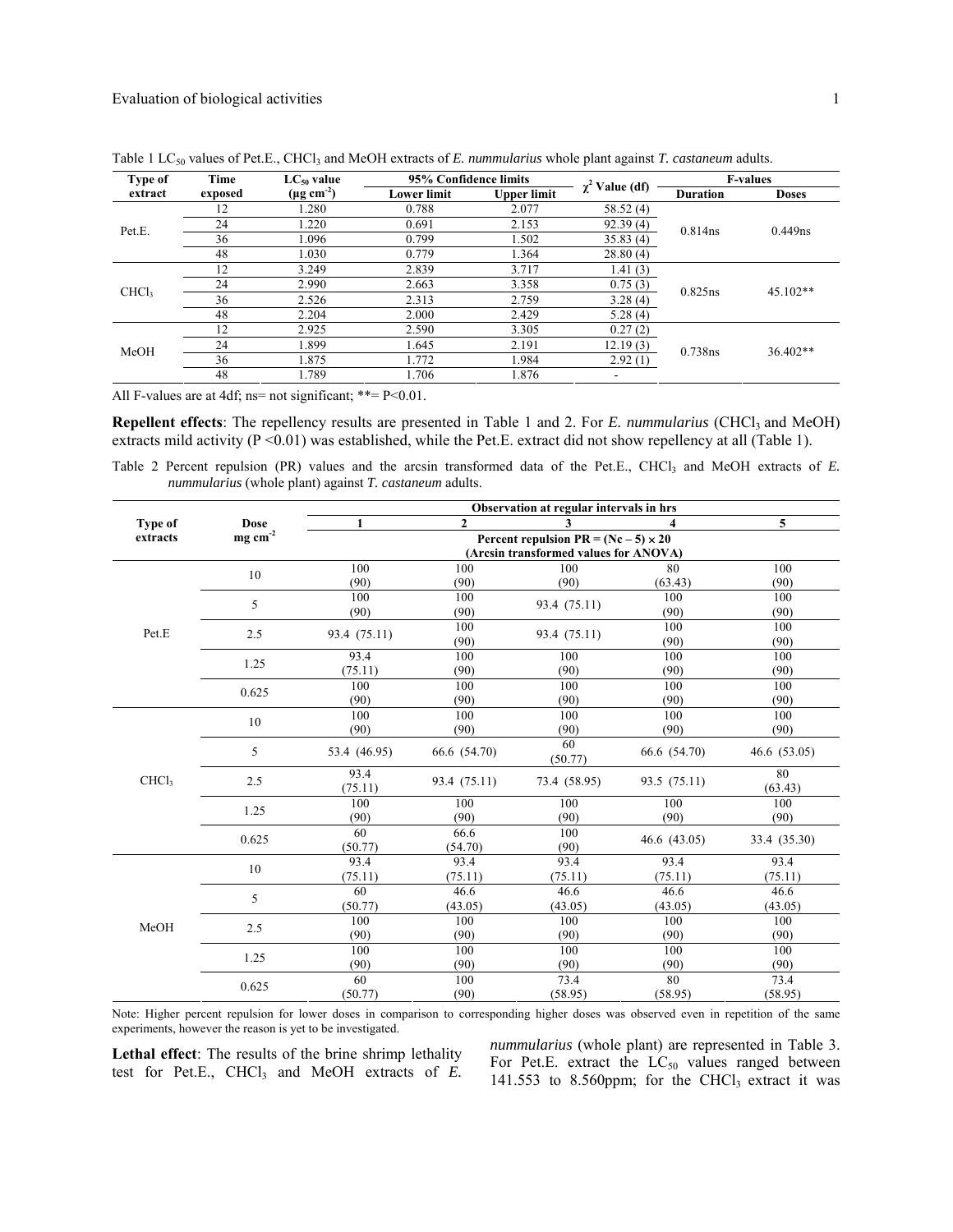Table 1 $LC_{50}$ values of Pet.E., $CHCl_3$ and MeOH extracts of *E. nummularius* whole plant against *T. castaneum* adults.

| Type of extract | Time exposed | $LC_{50}$ value ($\mu g\ cm^{-2}$) | 95% Confidence limits | | $\chi^2$ Value (df) | F-values | |
|---|---|---|---|---|---|---|---|
| | | | Lower limit | Upper limit | | Duration | Doses |
| Pet.E. | 12 | 1.280 | 0.788 | 2.077 | 58.52 (4) | 0.814ns | 0.449ns |
| | 24 | 1.220 | 0.691 | 2.153 | 92.39 (4) | | |
| | 36 | 1.096 | 0.799 | 1.502 | 35.83 (4) | | |
| | 48 | 1.030 | 0.779 | 1.364 | 28.80 (4) | | |
| $CHCl_3$ | 12 | 3.249 | 2.839 | 3.717 | 1.41 (3) | 0.825ns | 45.102** |
| | 24 | 2.990 | 2.663 | 3.358 | 0.75 (3) | | |
| | 36 | 2.526 | 2.313 | 2.759 | 3.28 (4) | | |
| | 48 | 2.204 | 2.000 | 2.429 | 5.28 (4) | | |
| MeOH | 12 | 2.925 | 2.590 | 3.305 | 0.27 (2) | 0.738ns | 36.402** |
| | 24 | 1.899 | 1.645 | 2.191 | 12.19 (3) | | |
| | 36 | 1.875 | 1.772 | 1.984 | 2.92 (1) | | |
| | 48 | 1.789 | 1.706 | 1.876 | - | | |

All F-values are at 4df; ns= not significant; **= P<0.01.

**Repellent effects**: The repellency results are presented in Table 1 and 2. For *E. nummularius* ($CHCl_3$ and MeOH) extracts mild activity ($P < 0.01$) was established, while the Pet.E. extract did not show repellency at all (Table 1).

Table 2 Percent repulsion (PR) values and the arcsin transformed data of the Pet.E., $CHCl_3$ and MeOH extracts of *E. nummularius* (whole plant) against *T. castaneum* adults.

| Type of extracts | Dose $mg\ cm^{-2}$ | Observation at regular intervals in hrs | | | | |
|---|---|---|---|---|---|---|
| | | 1 | 2 | 3 | 4 | 5 |
| | | Percent repulsion PR = (Nc – 5) × 20 (Arcsin transformed values for ANOVA) | | | | |
| Pet.E | 10 | 100 (90) | 100 (90) | 100 (90) | 80 (63.43) | 100 (90) |
| | 5 | 100 (90) | 100 (90) | 93.4 (75.11) | 100 (90) | 100 (90) |
| | 2.5 | 93.4 (75.11) | 100 (90) | 93.4 (75.11) | 100 (90) | 100 (90) |
| | 1.25 | 93.4 (75.11) | 100 (90) | 100 (90) | 100 (90) | 100 (90) |
| | 0.625 | 100 (90) | 100 (90) | 100 (90) | 100 (90) | 100 (90) |
| $CHCl_3$ | 10 | 100 (90) | 100 (90) | 100 (90) | 100 (90) | 100 (90) |
| | 5 | 53.4 (46.95) | 66.6 (54.70) | 60 (50.77) | 66.6 (54.70) | 46.6 (53.05) |
| | 2.5 | 93.4 (75.11) | 93.4 (75.11) | 73.4 (58.95) | 93.5 (75.11) | 80 (63.43) |
| | 1.25 | 100 (90) | 100 (90) | 100 (90) | 100 (90) | 100 (90) |
| | 0.625 | 60 (50.77) | 66.6 (54.70) | 100 (90) | 46.6 (43.05) | 33.4 (35.30) |
| MeOH | 10 | 93.4 (75.11) | 93.4 (75.11) | 93.4 (75.11) | 93.4 (75.11) | 93.4 (75.11) |
| | 5 | 60 (50.77) | 46.6 (43.05) | 46.6 (43.05) | 46.6 (43.05) | 46.6 (43.05) |
| | 2.5 | 100 (90) | 100 (90) | 100 (90) | 100 (90) | 100 (90) |
| | 1.25 | 100 (90) | 100 (90) | 100 (90) | 100 (90) | 100 (90) |
| | 0.625 | 60 (50.77) | 100 (90) | 73.4 (58.95) | 80 (58.95) | 73.4 (58.95) |

Note: Higher percent repulsion for lower doses in comparison to corresponding higher doses was observed even in repetition of the same experiments, however the reason is yet to be investigated.

**Lethal effect**: The results of the brine shrimp lethality test for Pet.E., $CHCl_3$ and MeOH extracts of *E. nummularius* (whole plant) are represented in Table 3. For Pet.E. extract the $LC_{50}$ values ranged between 141.553 to 8.560ppm; for the $CHCl_3$ extract it was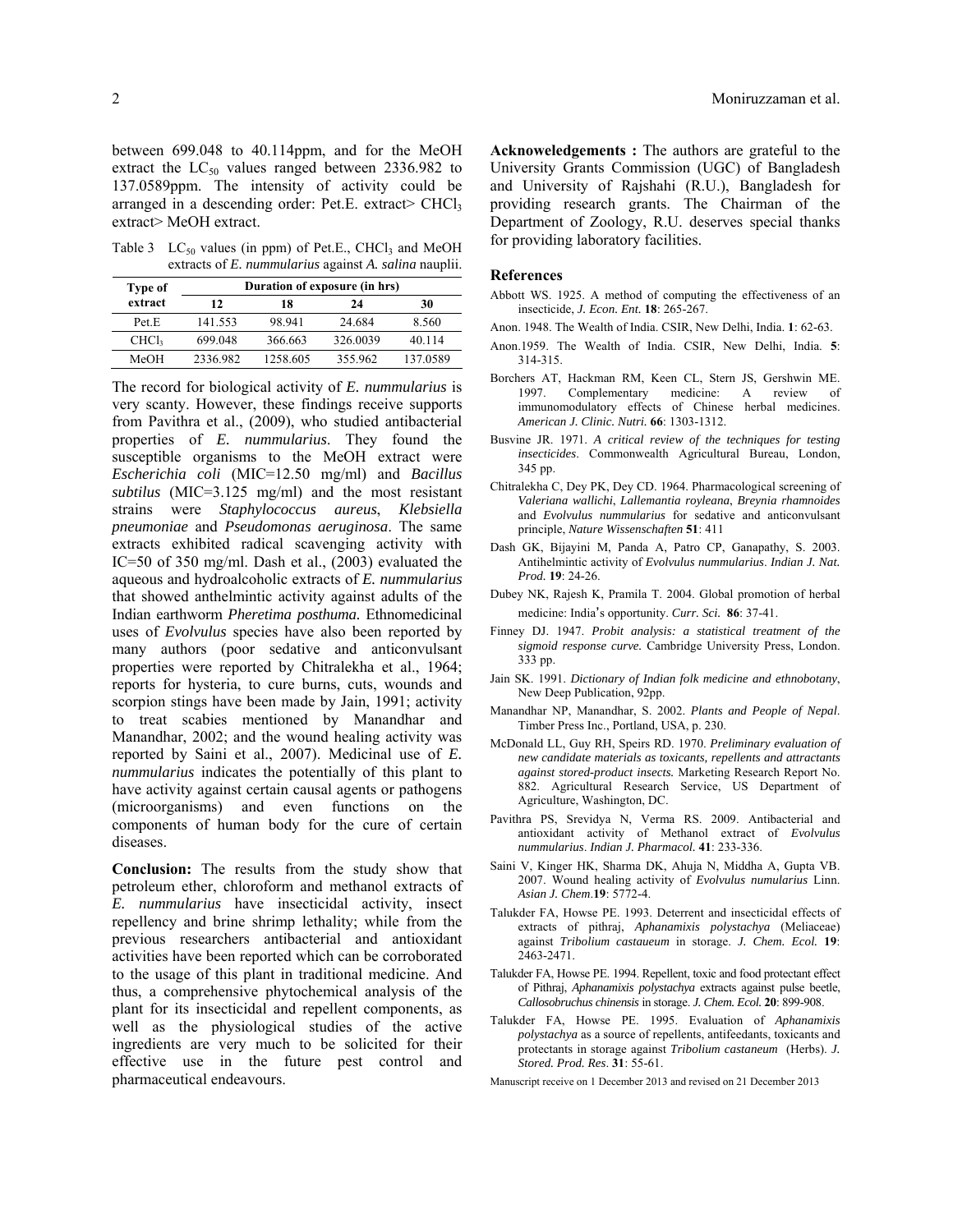between 699.048 to 40.114ppm, and for the MeOH extract the $LC_{50}$ values ranged between 2336.982 to 137.0589ppm. The intensity of activity could be arranged in a descending order: Pet.E. extract> $CHCl_3$ extract> MeOH extract.

Table 3 $LC_{50}$ values (in ppm) of Pet.E., $CHCl_3$ and MeOH extracts of *E. nummularius* against *A. salina* nauplii.

| Type of extract | Duration of exposure (in hrs) | | | |
|---|---|---|---|---|
| | 12 | 18 | 24 | 30 |
| Pet.E | 141.553 | 98.941 | 24.684 | 8.560 |
| $CHCl_3$ | 699.048 | 366.663 | 326.0039 | 40.114 |
| MeOH | 2336.982 | 1258.605 | 355.962 | 137.0589 |

The record for biological activity of *E. nummularius* is very scanty. However, these findings receive supports from Pavithra et al., (2009), who studied antibacterial properties of *E. nummularius*. They found the susceptible organisms to the MeOH extract were *Escherichia coli* (MIC=12.50 mg/ml) and *Bacillus subtilus* (MIC=3.125 mg/ml) and the most resistant strains were *Staphylococcus aureus*, *Klebsiella pneumoniae* and *Pseudomonas aeruginosa*. The same extracts exhibited radical scavenging activity with IC=50 of 350 mg/ml. Dash et al., (2003) evaluated the aqueous and hydroalcoholic extracts of *E. nummularius* that showed anthelmintic activity against adults of the Indian earthworm *Pheretima posthuma.* Ethnomedicinal uses of *Evolvulus* species have also been reported by many authors (poor sedative and anticonvulsant properties were reported by Chitralekha et al., 1964; reports for hysteria, to cure burns, cuts, wounds and scorpion stings have been made by Jain, 1991; activity to treat scabies mentioned by Manandhar and Manandhar, 2002; and the wound healing activity was reported by Saini et al., 2007). Medicinal use of *E. nummularius* indicates the potentially of this plant to have activity against certain causal agents or pathogens (microorganisms) and even functions on the components of human body for the cure of certain diseases.

**Conclusion:** The results from the study show that petroleum ether, chloroform and methanol extracts of *E. nummularius* have insecticidal activity, insect repellency and brine shrimp lethality; while from the previous researchers antibacterial and antioxidant activities have been reported which can be corroborated to the usage of this plant in traditional medicine. And thus, a comprehensive phytochemical analysis of the plant for its insecticidal and repellent components, as well as the physiological studies of the active ingredients are very much to be solicited for their effective use in the future pest control and pharmaceutical endeavours.

**Acknoweledgements :** The authors are grateful to the University Grants Commission (UGC) of Bangladesh and University of Rajshahi (R.U.), Bangladesh for providing research grants. The Chairman of the Department of Zoology, R.U. deserves special thanks for providing laboratory facilities.

## References

Abbott WS. 1925. A method of computing the effectiveness of an insecticide, *J. Econ. Ent.* **18**: 265-267.

Anon. 1948. The Wealth of India. CSIR, New Delhi, India. **1**: 62-63.

Anon.1959. The Wealth of India. CSIR, New Delhi, India. **5**: 314-315.

Borchers AT, Hackman RM, Keen CL, Stern JS, Gershwin ME. 1997. Complementary medicine: A review of immunomodulatory effects of Chinese herbal medicines. *American J. Clinic. Nutri.* **66**: 1303-1312.

Busvine JR. 1971. *A critical review of the techniques for testing insecticides*. Commonwealth Agricultural Bureau, London, 345 pp.

Chitralekha C, Dey PK, Dey CD. 1964. Pharmacological screening of *Valeriana wallichi*, *Lallemantia royleana*, *Breynia rhamnoides* and *Evolvulus nummularius* for sedative and anticonvulsant principle, *Nature Wissenschaften* **51**: 411

Dash GK, Bijayini M, Panda A, Patro CP, Ganapathy, S. 2003. Antihelmintic activity of *Evolvulus nummularius*. *Indian J. Nat. Prod.* **19**: 24-26.

Dubey NK, Rajesh K, Pramila T. 2004. Global promotion of herbal medicine: India's opportunity. *Curr. Sci.* **86**: 37-41.

Finney DJ. 1947. *Probit analysis: a statistical treatment of the sigmoid response curve.* Cambridge University Press, London. 333 pp.

Jain SK. 1991. *Dictionary of Indian folk medicine and ethnobotany*, New Deep Publication, 92pp.

Manandhar NP, Manandhar, S. 2002. *Plants and People of Nepal*. Timber Press Inc., Portland, USA, p. 230.

McDonald LL, Guy RH, Speirs RD. 1970. *Preliminary evaluation of new candidate materials as toxicants, repellents and attractants against stored-product insects.* Marketing Research Report No. 882. Agricultural Research Service, US Department of Agriculture, Washington, DC.

Pavithra PS, Srevidya N, Verma RS. 2009. Antibacterial and antioxidant activity of Methanol extract of *Evolvulus nummularius*. *Indian J. Pharmacol.* **41**: 233-336.

Saini V, Kinger HK, Sharma DK, Ahuja N, Middha A, Gupta VB. 2007. Wound healing activity of *Evolvulus numularius* Linn. *Asian J. Chem.***19**: 5772-4.

Talukder FA, Howse PE. 1993. Deterrent and insecticidal effects of extracts of pithraj, *Aphanamixis polystachya* (Meliaceae) against *Tribolium castaueum* in storage. *J. Chem. Ecol.* **19**: 2463-2471.

Talukder FA, Howse PE. 1994. Repellent, toxic and food protectant effect of Pithraj, *Aphanamixis polystachya* extracts against pulse beetle, *Callosobruchus chinensis* in storage. *J. Chem. Ecol.* **20**: 899-908.

Talukder FA, Howse PE. 1995. Evaluation of *Aphanamixis polystachya* as a source of repellents, antifeedants, toxicants and protectants in storage against *Tribolium castaneum* (Herbs). *J. Stored. Prod. Res*. **31**: 55-61.

Manuscript receive on 1 December 2013 and revised on 21 December 2013